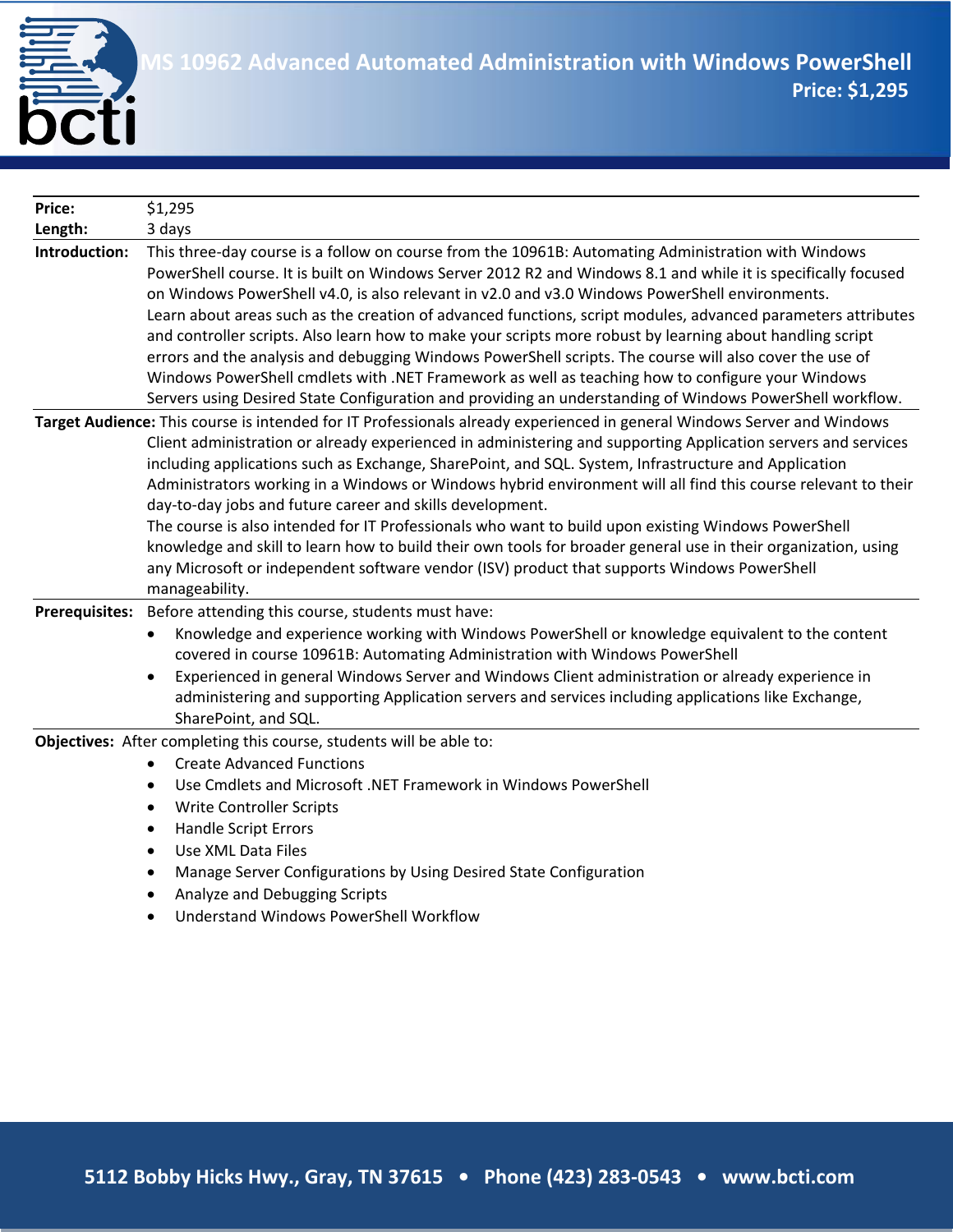# MS 10962 Advanced Automated Administration with Windows PowerShell

**Price: $1,295**

**Price:** $1,295

**Length:** 3 days

**Introduction:** This three-day course is a follow on course from the 10961B: Automating Administration with Windows PowerShell course. It is built on Windows Server 2012 R2 and Windows 8.1 and while it is specifically focused on Windows PowerShell v4.0, is also relevant in v2.0 and v3.0 Windows PowerShell environments.

Learn about areas such as the creation of advanced functions, script modules, advanced parameters attributes and controller scripts. Also learn how to make your scripts more robust by learning about handling script errors and the analysis and debugging Windows PowerShell scripts. The course will also cover the use of Windows PowerShell cmdlets with .NET Framework as well as teaching how to configure your Windows Servers using Desired State Configuration and providing an understanding of Windows PowerShell workflow.

**Target Audience:** This course is intended for IT Professionals already experienced in general Windows Server and Windows Client administration or already experienced in administering and supporting Application servers and services including applications such as Exchange, SharePoint, and SQL. System, Infrastructure and Application Administrators working in a Windows or Windows hybrid environment will all find this course relevant to their day-to-day jobs and future career and skills development.

The course is also intended for IT Professionals who want to build upon existing Windows PowerShell knowledge and skill to learn how to build their own tools for broader general use in their organization, using any Microsoft or independent software vendor (ISV) product that supports Windows PowerShell manageability.

**Prerequisites:** Before attending this course, students must have:

- Knowledge and experience working with Windows PowerShell or knowledge equivalent to the content covered in course 10961B: Automating Administration with Windows PowerShell
- Experienced in general Windows Server and Windows Client administration or already experience in administering and supporting Application servers and services including applications like Exchange, SharePoint, and SQL.

**Objectives:** After completing this course, students will be able to:

- Create Advanced Functions
- Use Cmdlets and Microsoft .NET Framework in Windows PowerShell
- Write Controller Scripts
- Handle Script Errors
- Use XML Data Files
- Manage Server Configurations by Using Desired State Configuration
- Analyze and Debugging Scripts
- Understand Windows PowerShell Workflow

5112 Bobby Hicks Hwy., Gray, TN 37615 • Phone (423) 283-0543 • www.bcti.com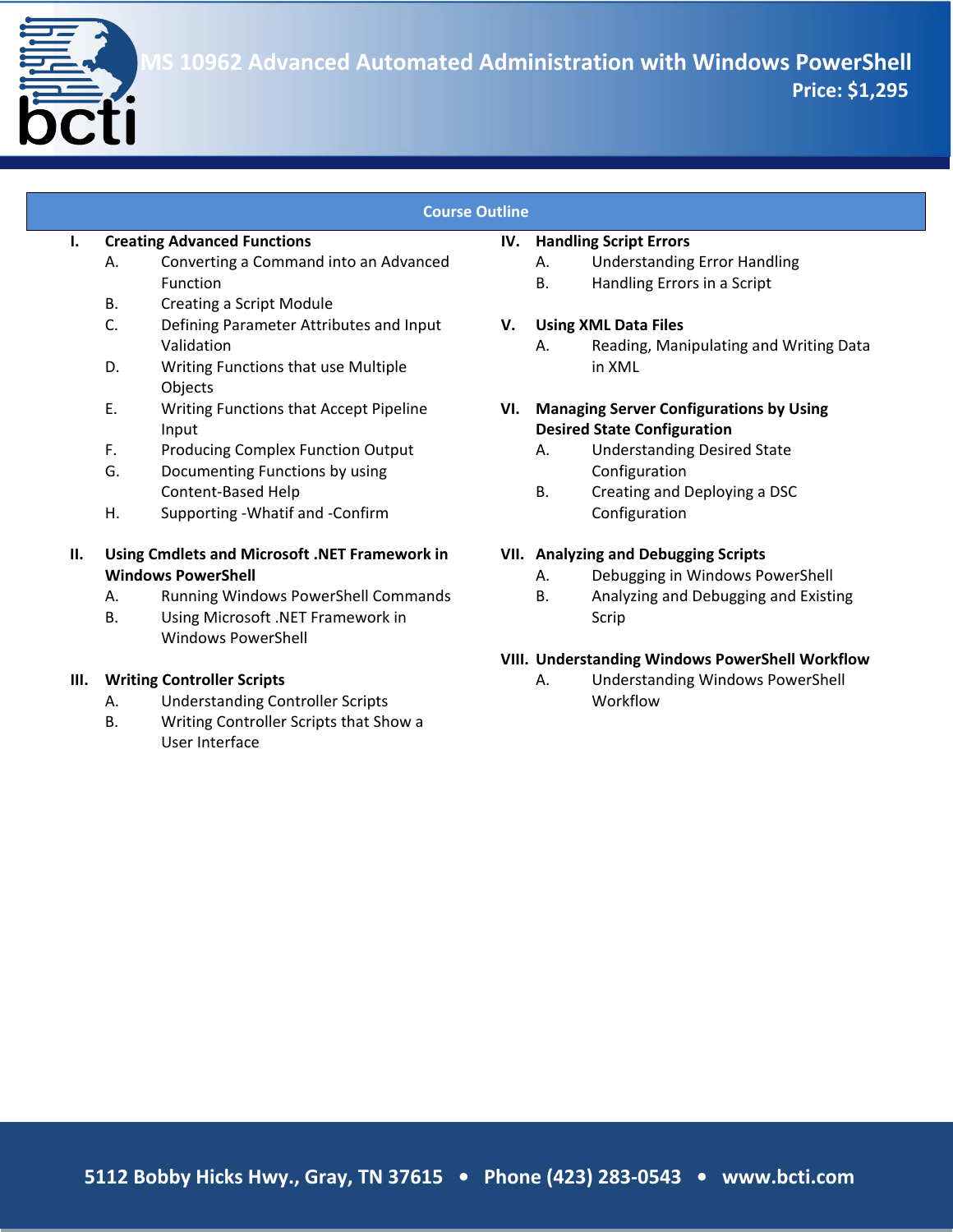# MS 10962 Advanced Automated Administration with Windows PowerShell

**Price: $1,295**

## Course Outline

**I. Creating Advanced Functions**

- A. Converting a Command into an Advanced Function
- B. Creating a Script Module
- C. Defining Parameter Attributes and Input Validation
- D. Writing Functions that use Multiple Objects
- E. Writing Functions that Accept Pipeline Input
- F. Producing Complex Function Output
- G. Documenting Functions by using Content-Based Help
- H. Supporting -Whatif and -Confirm

**II. Using Cmdlets and Microsoft .NET Framework in Windows PowerShell**

- A. Running Windows PowerShell Commands
- B. Using Microsoft .NET Framework in Windows PowerShell

**III. Writing Controller Scripts**

- A. Understanding Controller Scripts
- B. Writing Controller Scripts that Show a User Interface

**IV. Handling Script Errors**

- A. Understanding Error Handling
- B. Handling Errors in a Script

**V. Using XML Data Files**

- A. Reading, Manipulating and Writing Data in XML

**VI. Managing Server Configurations by Using Desired State Configuration**

- A. Understanding Desired State Configuration
- B. Creating and Deploying a DSC Configuration

**VII. Analyzing and Debugging Scripts**

- A. Debugging in Windows PowerShell
- B. Analyzing and Debugging and Existing Scrip

**VIII. Understanding Windows PowerShell Workflow**

- A. Understanding Windows PowerShell Workflow

**5112 Bobby Hicks Hwy., Gray, TN 37615 • Phone (423) 283-0543 • www.bcti.com**